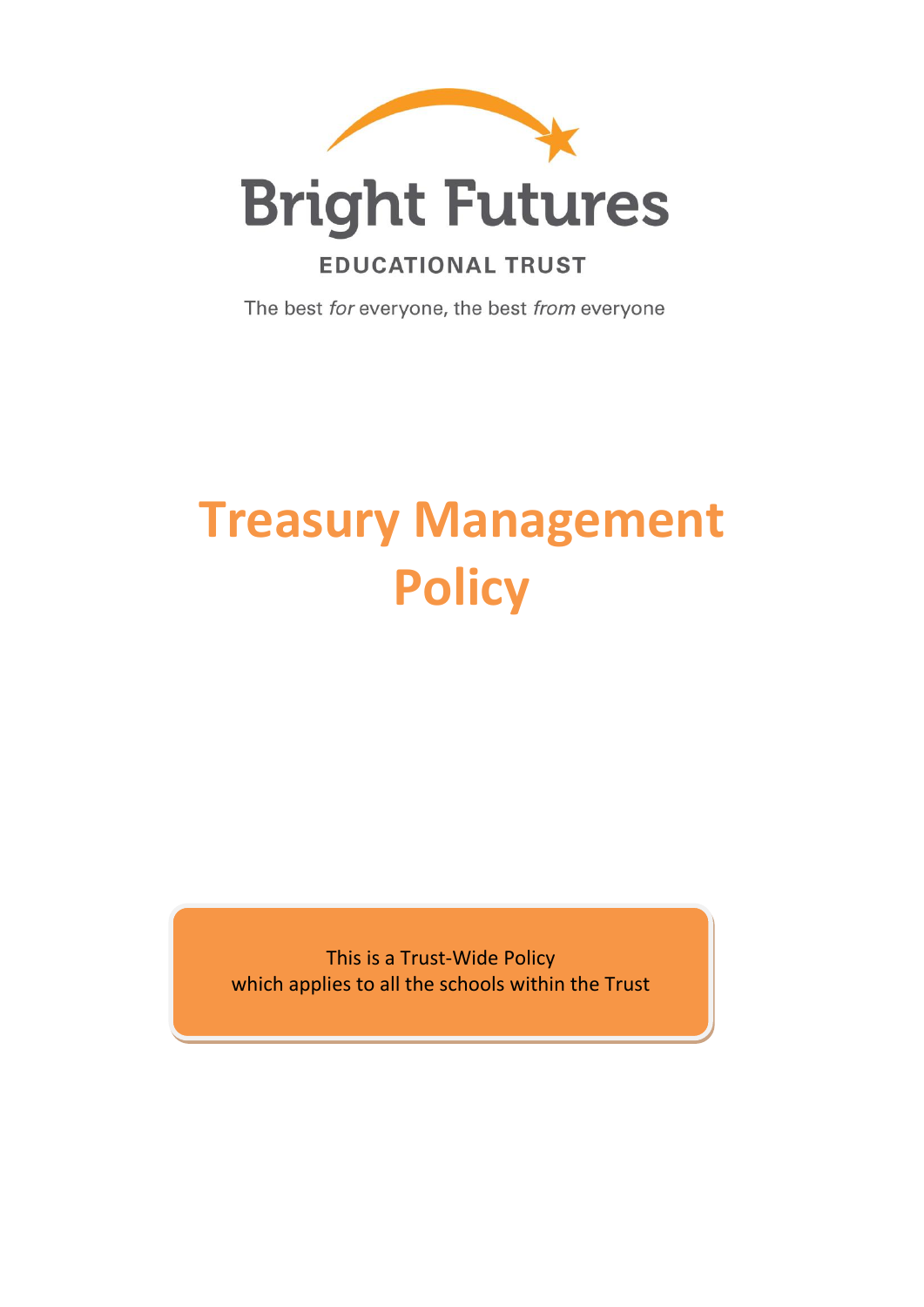Bright Futures

EDUCATIONAL TRUST

The best *for* everyone, the best *from* everyone

# Treasury Management Policy

This is a Trust-Wide Policy
which applies to all the schools within the Trust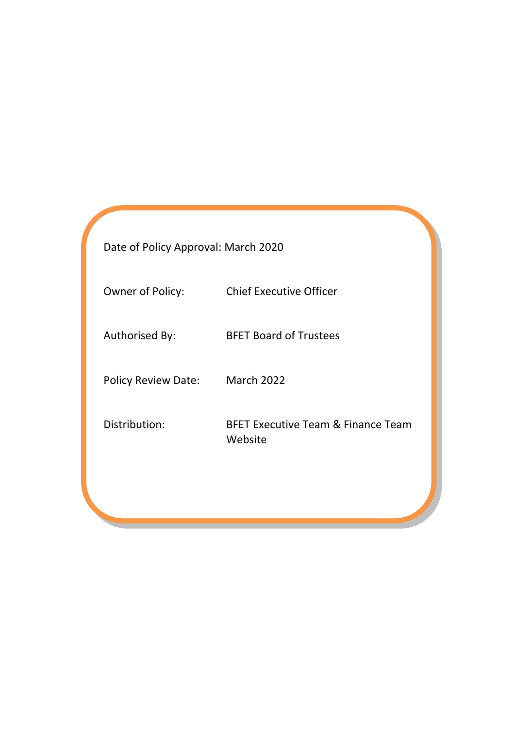| | |
|---|---|
| Date of Policy Approval: | March 2020 |
| Owner of Policy: | Chief Executive Officer |
| Authorised By: | BFET Board of Trustees |
| Policy Review Date: | March 2022 |
| Distribution: | BFET Executive Team & Finance Team<br>Website |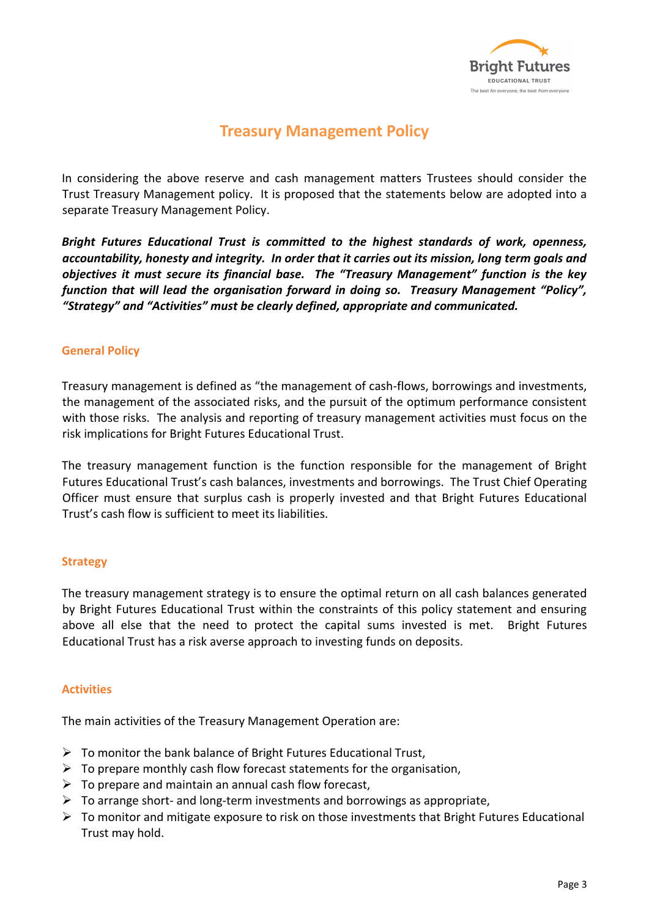# Treasury Management Policy

In considering the above reserve and cash management matters Trustees should consider the Trust Treasury Management policy. It is proposed that the statements below are adopted into a separate Treasury Management Policy.

***Bright Futures Educational Trust is committed to the highest standards of work, openness, accountability, honesty and integrity. In order that it carries out its mission, long term goals and objectives it must secure its financial base. The "Treasury Management" function is the key function that will lead the organisation forward in doing so. Treasury Management "Policy", "Strategy" and "Activities" must be clearly defined, appropriate and communicated.***

## General Policy

Treasury management is defined as "the management of cash-flows, borrowings and investments, the management of the associated risks, and the pursuit of the optimum performance consistent with those risks. The analysis and reporting of treasury management activities must focus on the risk implications for Bright Futures Educational Trust.

The treasury management function is the function responsible for the management of Bright Futures Educational Trust's cash balances, investments and borrowings. The Trust Chief Operating Officer must ensure that surplus cash is properly invested and that Bright Futures Educational Trust's cash flow is sufficient to meet its liabilities.

## Strategy

The treasury management strategy is to ensure the optimal return on all cash balances generated by Bright Futures Educational Trust within the constraints of this policy statement and ensuring above all else that the need to protect the capital sums invested is met. Bright Futures Educational Trust has a risk averse approach to investing funds on deposits.

## Activities

The main activities of the Treasury Management Operation are:

- To monitor the bank balance of Bright Futures Educational Trust,
- To prepare monthly cash flow forecast statements for the organisation,
- To prepare and maintain an annual cash flow forecast,
- To arrange short- and long-term investments and borrowings as appropriate,
- To monitor and mitigate exposure to risk on those investments that Bright Futures Educational Trust may hold.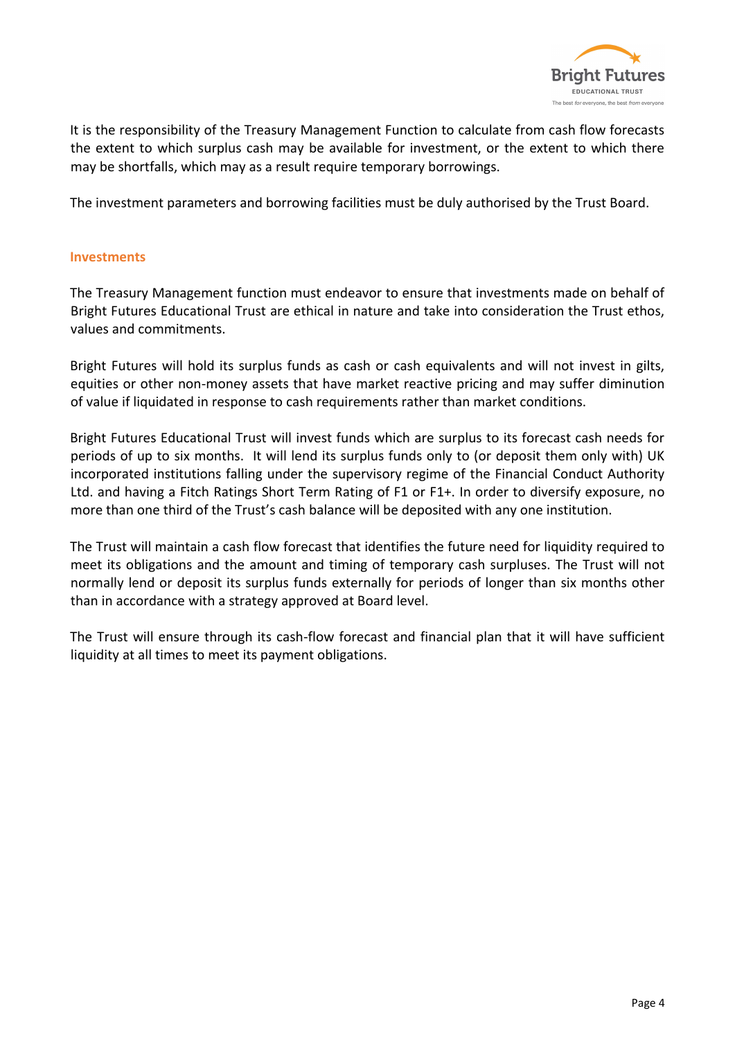It is the responsibility of the Treasury Management Function to calculate from cash flow forecasts the extent to which surplus cash may be available for investment, or the extent to which there may be shortfalls, which may as a result require temporary borrowings.

The investment parameters and borrowing facilities must be duly authorised by the Trust Board.

## Investments

The Treasury Management function must endeavor to ensure that investments made on behalf of Bright Futures Educational Trust are ethical in nature and take into consideration the Trust ethos, values and commitments.

Bright Futures will hold its surplus funds as cash or cash equivalents and will not invest in gilts, equities or other non-money assets that have market reactive pricing and may suffer diminution of value if liquidated in response to cash requirements rather than market conditions.

Bright Futures Educational Trust will invest funds which are surplus to its forecast cash needs for periods of up to six months. It will lend its surplus funds only to (or deposit them only with) UK incorporated institutions falling under the supervisory regime of the Financial Conduct Authority Ltd. and having a Fitch Ratings Short Term Rating of F1 or F1+. In order to diversify exposure, no more than one third of the Trust's cash balance will be deposited with any one institution.

The Trust will maintain a cash flow forecast that identifies the future need for liquidity required to meet its obligations and the amount and timing of temporary cash surpluses. The Trust will not normally lend or deposit its surplus funds externally for periods of longer than six months other than in accordance with a strategy approved at Board level.

The Trust will ensure through its cash-flow forecast and financial plan that it will have sufficient liquidity at all times to meet its payment obligations.